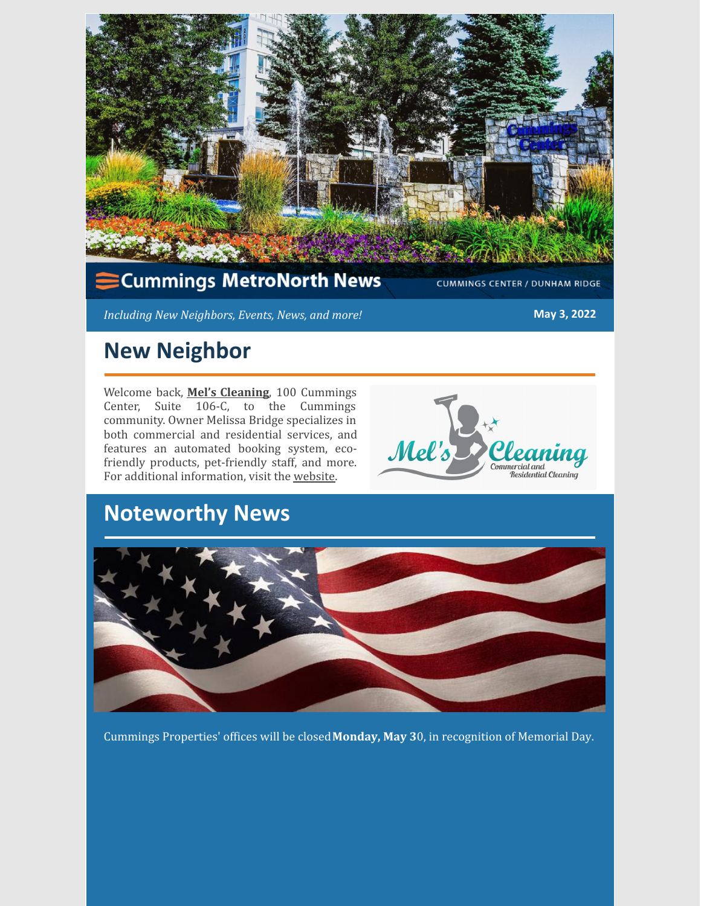# Cummings MetroNorth News

CUMMINGS CENTER / DUNHAM RIDGE

*Including New Neighbors, Events, News, and more!*

**May 3, 2022**

## New Neighbor

Welcome back, **Mel's Cleaning**, 100 Cummings Center, Suite 106-C, to the Cummings community. Owner Melissa Bridge specializes in both commercial and residential services, and features an automated booking system, eco-friendly products, pet-friendly staff, and more. For additional information, visit the website.

## Noteworthy News

Cummings Properties' offices will be closed **Monday, May 30**, in recognition of Memorial Day.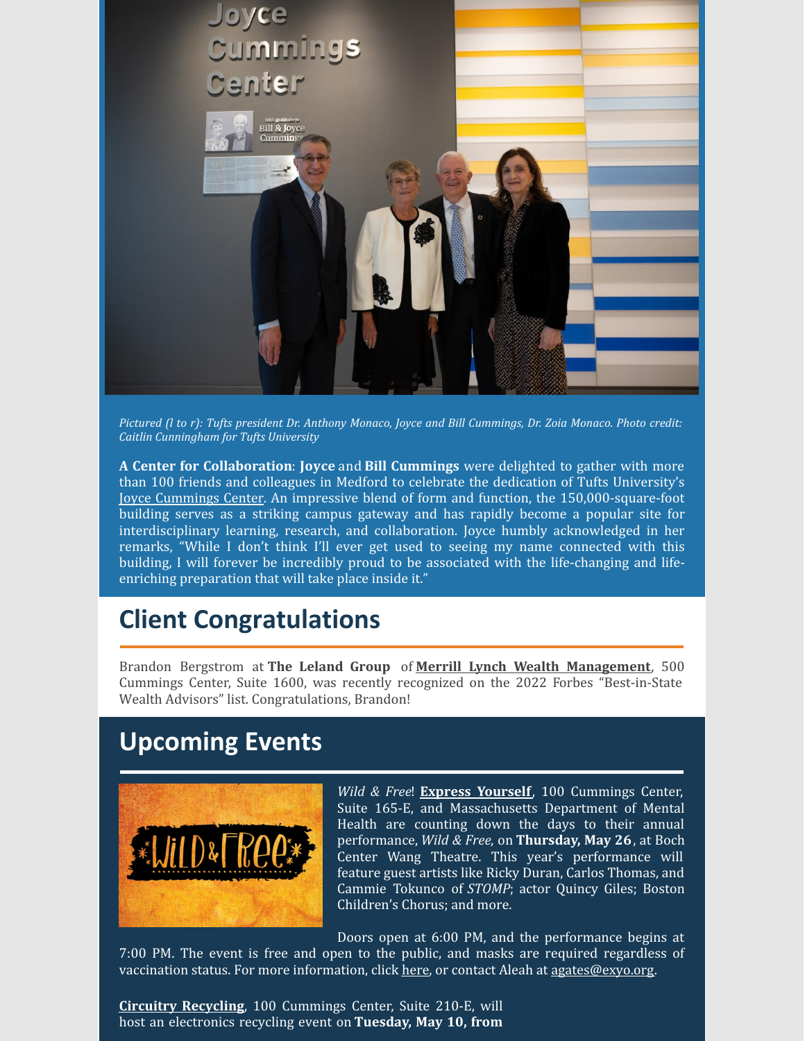*Pictured (l to r): Tufts president Dr. Anthony Monaco, Joyce and Bill Cummings, Dr. Zoia Monaco. Photo credit: Caitlin Cunningham for Tufts University*

**A Center for Collaboration**: **Joyce** and **Bill Cummings** were delighted to gather with more than 100 friends and colleagues in Medford to celebrate the dedication of Tufts University's Joyce Cummings Center. An impressive blend of form and function, the 150,000-square-foot building serves as a striking campus gateway and has rapidly become a popular site for interdisciplinary learning, research, and collaboration. Joyce humbly acknowledged in her remarks, "While I don't think I'll ever get used to seeing my name connected with this building, I will forever be incredibly proud to be associated with the life-changing and life-enriching preparation that will take place inside it."

## Client Congratulations

Brandon Bergstrom at **The Leland Group** of **Merrill Lynch Wealth Management**, 500 Cummings Center, Suite 1600, was recently recognized on the 2022 Forbes "Best-in-State Wealth Advisors" list. Congratulations, Brandon!

## Upcoming Events

*Wild & Free*! **Express Yourself**, 100 Cummings Center, Suite 165-E, and Massachusetts Department of Mental Health are counting down the days to their annual performance, *Wild & Free*, on **Thursday, May 26**, at Boch Center Wang Theatre. This year's performance will feature guest artists like Ricky Duran, Carlos Thomas, and Cammie Tokunco of *STOMP*; actor Quincy Giles; Boston Children's Chorus; and more.

Doors open at 6:00 PM, and the performance begins at 7:00 PM. The event is free and open to the public, and masks are required regardless of vaccination status. For more information, click here, or contact Aleah at agates@exyo.org.

**Circuitry Recycling**, 100 Cummings Center, Suite 210-E, will host an electronics recycling event on **Tuesday, May 10, from**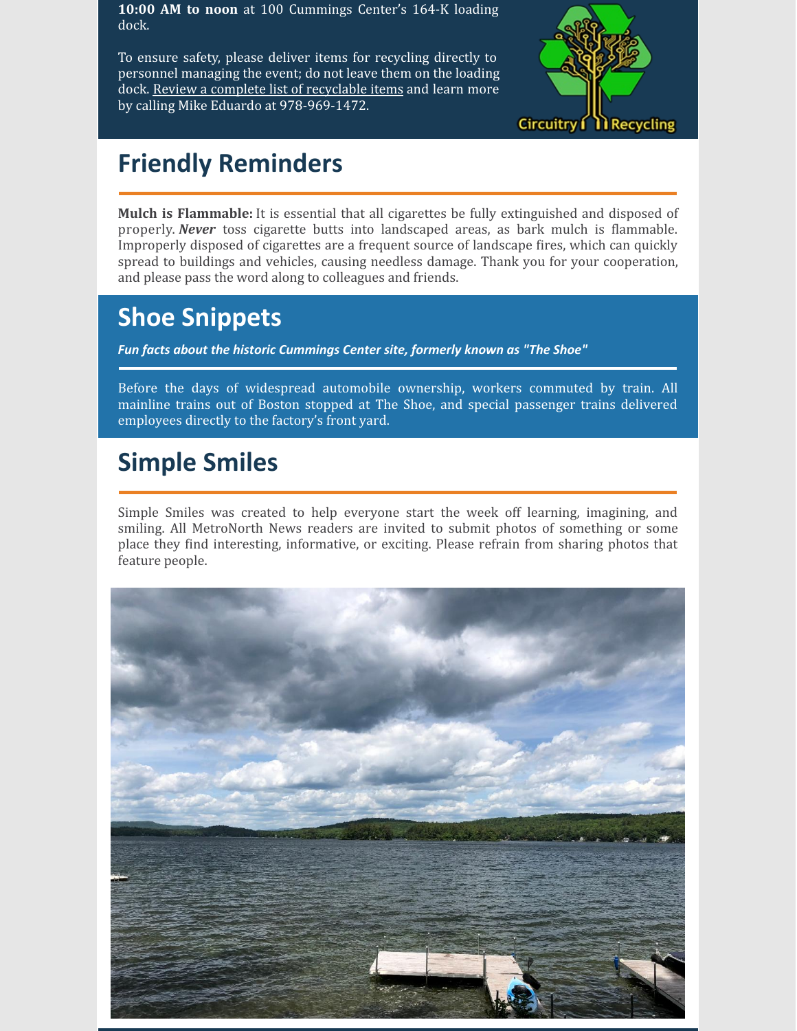**10:00 AM to noon** at 100 Cummings Center's 164-K loading dock.

To ensure safety, please deliver items for recycling directly to personnel managing the event; do not leave them on the loading dock. Review a complete list of recyclable items and learn more by calling Mike Eduardo at 978-969-1472.

## Friendly Reminders

**Mulch is Flammable:** It is essential that all cigarettes be fully extinguished and disposed of properly. ***Never*** toss cigarette butts into landscaped areas, as bark mulch is flammable. Improperly disposed of cigarettes are a frequent source of landscape fires, which can quickly spread to buildings and vehicles, causing needless damage. Thank you for your cooperation, and please pass the word along to colleagues and friends.

## Shoe Snippets

***Fun facts about the historic Cummings Center site, formerly known as "The Shoe"***

Before the days of widespread automobile ownership, workers commuted by train. All mainline trains out of Boston stopped at The Shoe, and special passenger trains delivered employees directly to the factory's front yard.

## Simple Smiles

Simple Smiles was created to help everyone start the week off learning, imagining, and smiling. All MetroNorth News readers are invited to submit photos of something or some place they find interesting, informative, or exciting. Please refrain from sharing photos that feature people.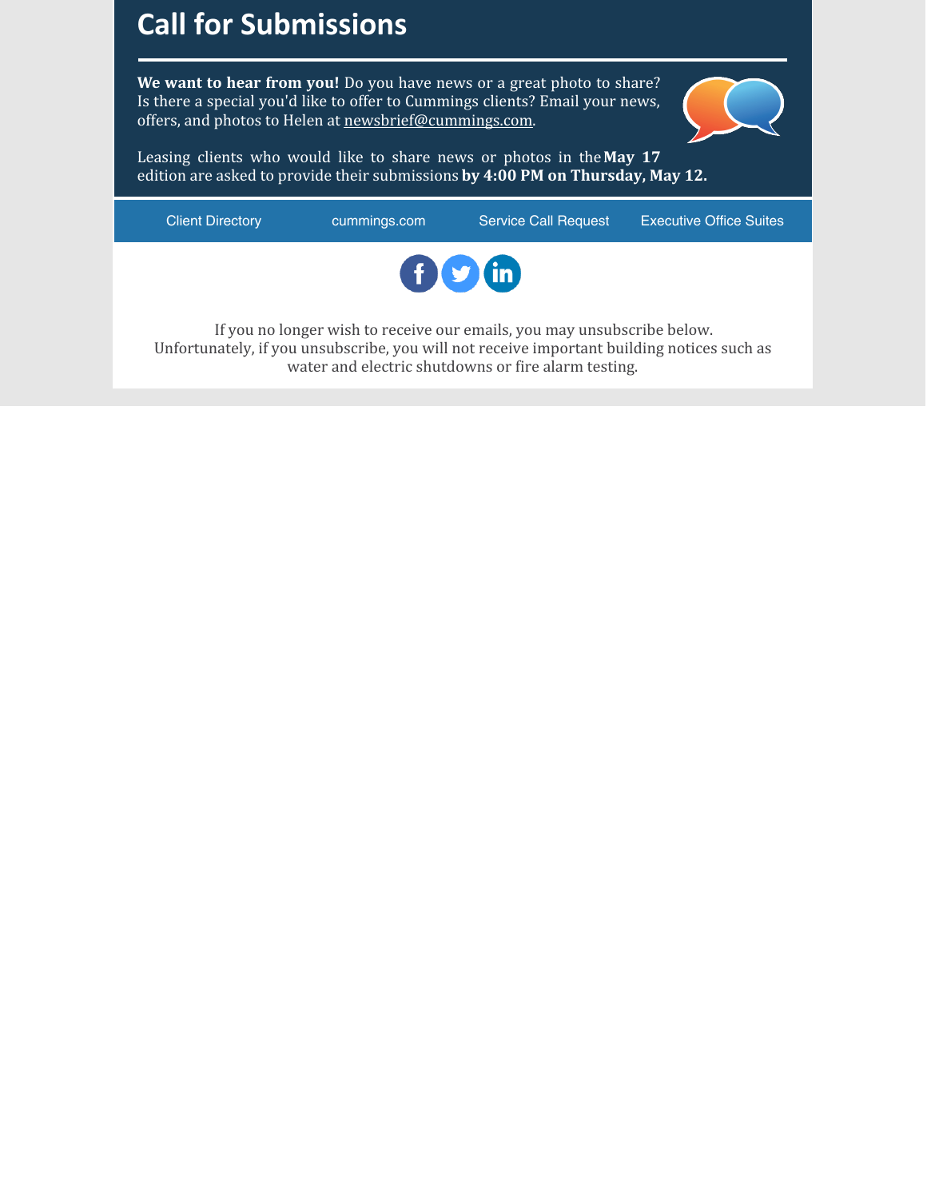# Call for Submissions

**We want to hear from you!** Do you have news or a great photo to share? Is there a special you'd like to offer to Cummings clients? Email your news, offers, and photos to Helen at newsbrief@cummings.com.

Leasing clients who would like to share news or photos in the **May 17** edition are asked to provide their submissions **by 4:00 PM on Thursday, May 12.**

Client Directory | cummings.com | Service Call Request | Executive Office Suites

If you no longer wish to receive our emails, you may unsubscribe below. Unfortunately, if you unsubscribe, you will not receive important building notices such as water and electric shutdowns or fire alarm testing.